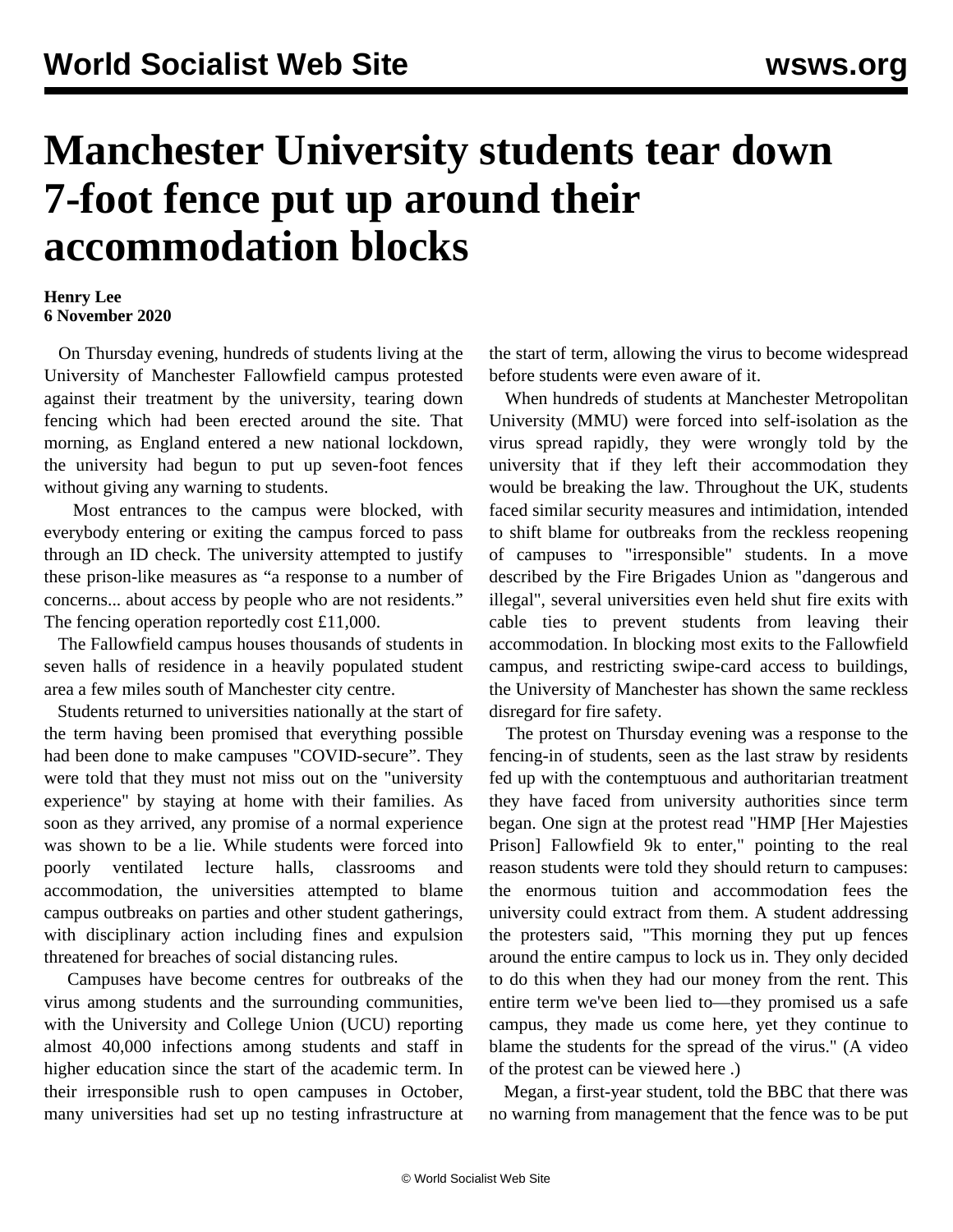# Manchester University students tear down 7-foot fence put up around their accommodation blocks

**Henry Lee**
**6 November 2020**

On Thursday evening, hundreds of students living at the University of Manchester Fallowfield campus protested against their treatment by the university, tearing down fencing which had been erected around the site. That morning, as England entered a new national lockdown, the university had begun to put up seven-foot fences without giving any warning to students.

Most entrances to the campus were blocked, with everybody entering or exiting the campus forced to pass through an ID check. The university attempted to justify these prison-like measures as "a response to a number of concerns... about access by people who are not residents." The fencing operation reportedly cost £11,000.

The Fallowfield campus houses thousands of students in seven halls of residence in a heavily populated student area a few miles south of Manchester city centre.

Students returned to universities nationally at the start of the term having been promised that everything possible had been done to make campuses "COVID-secure". They were told that they must not miss out on the "university experience" by staying at home with their families. As soon as they arrived, any promise of a normal experience was shown to be a lie. While students were forced into poorly ventilated lecture halls, classrooms and accommodation, the universities attempted to blame campus outbreaks on parties and other student gatherings, with disciplinary action including fines and expulsion threatened for breaches of social distancing rules.

Campuses have become centres for outbreaks of the virus among students and the surrounding communities, with the University and College Union (UCU) reporting almost 40,000 infections among students and staff in higher education since the start of the academic term. In their irresponsible rush to open campuses in October, many universities had set up no testing infrastructure at the start of term, allowing the virus to become widespread before students were even aware of it.

When hundreds of students at Manchester Metropolitan University (MMU) were forced into self-isolation as the virus spread rapidly, they were wrongly told by the university that if they left their accommodation they would be breaking the law. Throughout the UK, students faced similar security measures and intimidation, intended to shift blame for outbreaks from the reckless reopening of campuses to "irresponsible" students. In a move described by the Fire Brigades Union as "dangerous and illegal", several universities even held shut fire exits with cable ties to prevent students from leaving their accommodation. In blocking most exits to the Fallowfield campus, and restricting swipe-card access to buildings, the University of Manchester has shown the same reckless disregard for fire safety.

The protest on Thursday evening was a response to the fencing-in of students, seen as the last straw by residents fed up with the contemptuous and authoritarian treatment they have faced from university authorities since term began. One sign at the protest read "HMP [Her Majesties Prison] Fallowfield 9k to enter," pointing to the real reason students were told they should return to campuses: the enormous tuition and accommodation fees the university could extract from them. A student addressing the protesters said, "This morning they put up fences around the entire campus to lock us in. They only decided to do this when they had our money from the rent. This entire term we've been lied to—they promised us a safe campus, they made us come here, yet they continue to blame the students for the spread of the virus." (A video of the protest can be viewed here .)

Megan, a first-year student, told the BBC that there was no warning from management that the fence was to be put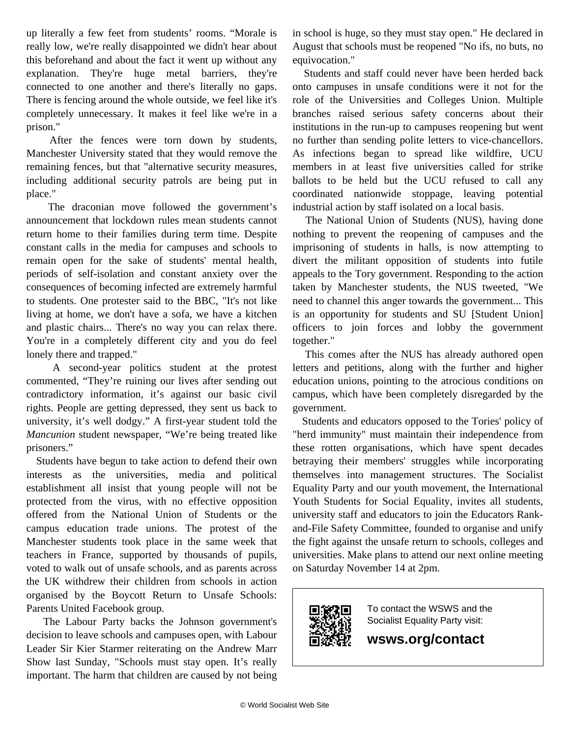up literally a few feet from students' rooms. "Morale is really low, we're really disappointed we didn't hear about this beforehand and about the fact it went up without any explanation. They're huge metal barriers, they're connected to one another and there's literally no gaps. There is fencing around the whole outside, we feel like it's completely unnecessary. It makes it feel like we're in a prison."

After the fences were torn down by students, Manchester University stated that they would remove the remaining fences, but that "alternative security measures, including additional security patrols are being put in place."

The draconian move followed the government's announcement that lockdown rules mean students cannot return home to their families during term time. Despite constant calls in the media for campuses and schools to remain open for the sake of students' mental health, periods of self-isolation and constant anxiety over the consequences of becoming infected are extremely harmful to students. One protester said to the BBC, "It's not like living at home, we don't have a sofa, we have a kitchen and plastic chairs... There's no way you can relax there. You're in a completely different city and you do feel lonely there and trapped."

A second-year politics student at the protest commented, "They're ruining our lives after sending out contradictory information, it's against our basic civil rights. People are getting depressed, they sent us back to university, it's well dodgy." A first-year student told the *Mancunion* student newspaper, "We're being treated like prisoners."

Students have begun to take action to defend their own interests as the universities, media and political establishment all insist that young people will not be protected from the virus, with no effective opposition offered from the National Union of Students or the campus education trade unions. The protest of the Manchester students took place in the same week that teachers in France, supported by thousands of pupils, voted to walk out of unsafe schools, and as parents across the UK withdrew their children from schools in action organised by the Boycott Return to Unsafe Schools: Parents United Facebook group.

The Labour Party backs the Johnson government's decision to leave schools and campuses open, with Labour Leader Sir Kier Starmer reiterating on the Andrew Marr Show last Sunday, "Schools must stay open. It's really important. The harm that children are caused by not being in school is huge, so they must stay open." He declared in August that schools must be reopened "No ifs, no buts, no equivocation."

Students and staff could never have been herded back onto campuses in unsafe conditions were it not for the role of the Universities and Colleges Union. Multiple branches raised serious safety concerns about their institutions in the run-up to campuses reopening but went no further than sending polite letters to vice-chancellors. As infections began to spread like wildfire, UCU members in at least five universities called for strike ballots to be held but the UCU refused to call any coordinated nationwide stoppage, leaving potential industrial action by staff isolated on a local basis.

The National Union of Students (NUS), having done nothing to prevent the reopening of campuses and the imprisoning of students in halls, is now attempting to divert the militant opposition of students into futile appeals to the Tory government. Responding to the action taken by Manchester students, the NUS tweeted, "We need to channel this anger towards the government... This is an opportunity for students and SU [Student Union] officers to join forces and lobby the government together."

This comes after the NUS has already authored open letters and petitions, along with the further and higher education unions, pointing to the atrocious conditions on campus, which have been completely disregarded by the government.

Students and educators opposed to the Tories' policy of "herd immunity" must maintain their independence from these rotten organisations, which have spent decades betraying their members' struggles while incorporating themselves into management structures. The Socialist Equality Party and our youth movement, the International Youth Students for Social Equality, invites all students, university staff and educators to join the Educators Rank-and-File Safety Committee, founded to organise and unify the fight against the unsafe return to schools, colleges and universities. Make plans to attend our next online meeting on Saturday November 14 at 2pm.

To contact the WSWS and the Socialist Equality Party visit:

**wsws.org/contact**